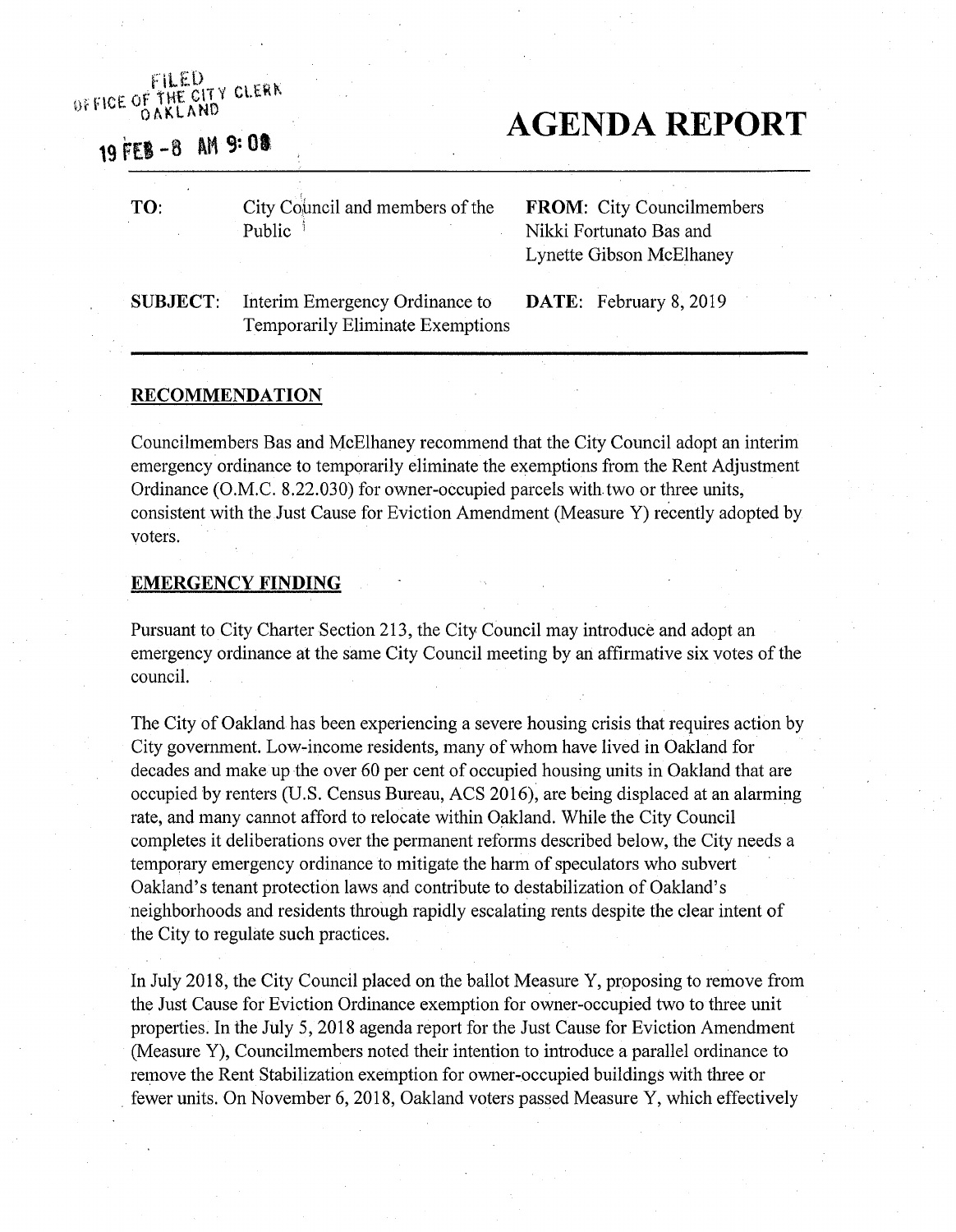FILED
OFFICE OF THE CITY CLERK
OAKLAND

19 FEB -8 AM 9:08

# AGENDA REPORT

| | | | |
|---|---|---|---|
| **TO:** | City Council and members of the Public | **FROM:** | City Councilmembers Nikki Fortunato Bas and Lynette Gibson McElhaney |
| **SUBJECT:** | Interim Emergency Ordinance to Temporarily Eliminate Exemptions | **DATE:** | February 8, 2019 |

## RECOMMENDATION

Councilmembers Bas and McElhaney recommend that the City Council adopt an interim emergency ordinance to temporarily eliminate the exemptions from the Rent Adjustment Ordinance (O.M.C. 8.22.030) for owner-occupied parcels with two or three units, consistent with the Just Cause for Eviction Amendment (Measure Y) recently adopted by voters.

## EMERGENCY FINDING

Pursuant to City Charter Section 213, the City Council may introduce and adopt an emergency ordinance at the same City Council meeting by an affirmative six votes of the council.

The City of Oakland has been experiencing a severe housing crisis that requires action by City government. Low-income residents, many of whom have lived in Oakland for decades and make up the over 60 per cent of occupied housing units in Oakland that are occupied by renters (U.S. Census Bureau, ACS 2016), are being displaced at an alarming rate, and many cannot afford to relocate within Oakland. While the City Council completes it deliberations over the permanent reforms described below, the City needs a temporary emergency ordinance to mitigate the harm of speculators who subvert Oakland's tenant protection laws and contribute to destabilization of Oakland's neighborhoods and residents through rapidly escalating rents despite the clear intent of the City to regulate such practices.

In July 2018, the City Council placed on the ballot Measure Y, proposing to remove from the Just Cause for Eviction Ordinance exemption for owner-occupied two to three unit properties. In the July 5, 2018 agenda report for the Just Cause for Eviction Amendment (Measure Y), Councilmembers noted their intention to introduce a parallel ordinance to remove the Rent Stabilization exemption for owner-occupied buildings with three or fewer units. On November 6, 2018, Oakland voters passed Measure Y, which effectively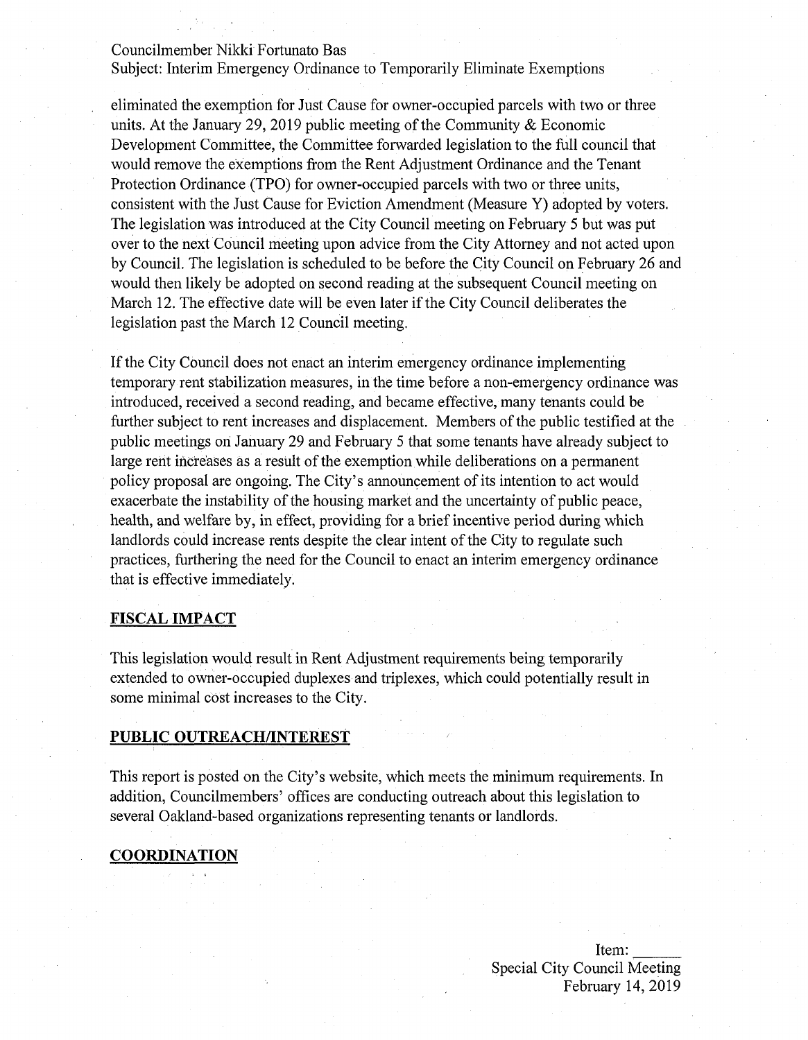eliminated the exemption for Just Cause for owner-occupied parcels with two or three units. At the January 29, 2019 public meeting of the Community & Economic Development Committee, the Committee forwarded legislation to the full council that would remove the exemptions from the Rent Adjustment Ordinance and the Tenant Protection Ordinance (TPO) for owner-occupied parcels with two or three units, consistent with the Just Cause for Eviction Amendment (Measure Y) adopted by voters. The legislation was introduced at the City Council meeting on February 5 but was put over to the next Council meeting upon advice from the City Attorney and not acted upon by Council. The legislation is scheduled to be before the City Council on February 26 and would then likely be adopted on second reading at the subsequent Council meeting on March 12. The effective date will be even later if the City Council deliberates the legislation past the March 12 Council meeting.

If the City Council does not enact an interim emergency ordinance implementing temporary rent stabilization measures, in the time before a non-emergency ordinance was introduced, received a second reading, and became effective, many tenants could be further subject to rent increases and displacement. Members of the public testified at the public meetings on January 29 and February 5 that some tenants have already subject to large rent increases as a result of the exemption while deliberations on a permanent policy proposal are ongoing. The City's announcement of its intention to act would exacerbate the instability of the housing market and the uncertainty of public peace, health, and welfare by, in effect, providing for a brief incentive period during which landlords could increase rents despite the clear intent of the City to regulate such practices, furthering the need for the Council to enact an interim emergency ordinance that is effective immediately.

## FISCAL IMPACT

This legislation would result in Rent Adjustment requirements being temporarily extended to owner-occupied duplexes and triplexes, which could potentially result in some minimal cost increases to the City.

## PUBLIC OUTREACH/INTEREST

This report is posted on the City's website, which meets the minimum requirements. In addition, Councilmembers' offices are conducting outreach about this legislation to several Oakland-based organizations representing tenants or landlords.

## COORDINATION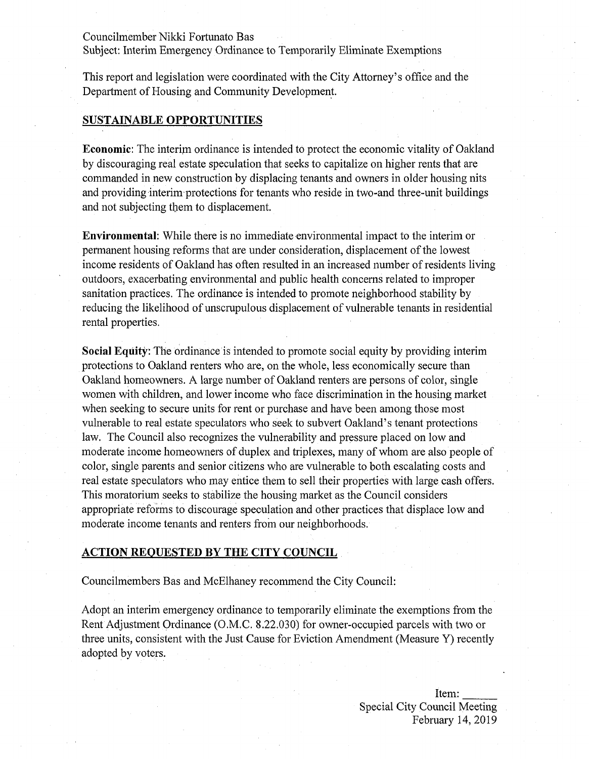This report and legislation were coordinated with the City Attorney's office and the Department of Housing and Community Development.

## SUSTAINABLE OPPORTUNITIES

**Economic**: The interim ordinance is intended to protect the economic vitality of Oakland by discouraging real estate speculation that seeks to capitalize on higher rents that are commanded in new construction by displacing tenants and owners in older housing nits and providing interim protections for tenants who reside in two-and three-unit buildings and not subjecting them to displacement.

**Environmental**: While there is no immediate environmental impact to the interim or permanent housing reforms that are under consideration, displacement of the lowest income residents of Oakland has often resulted in an increased number of residents living outdoors, exacerbating environmental and public health concerns related to improper sanitation practices. The ordinance is intended to promote neighborhood stability by reducing the likelihood of unscrupulous displacement of vulnerable tenants in residential rental properties.

**Social Equity**: The ordinance is intended to promote social equity by providing interim protections to Oakland renters who are, on the whole, less economically secure than Oakland homeowners. A large number of Oakland renters are persons of color, single women with children, and lower income who face discrimination in the housing market when seeking to secure units for rent or purchase and have been among those most vulnerable to real estate speculators who seek to subvert Oakland's tenant protections law. The Council also recognizes the vulnerability and pressure placed on low and moderate income homeowners of duplex and triplexes, many of whom are also people of color, single parents and senior citizens who are vulnerable to both escalating costs and real estate speculators who may entice them to sell their properties with large cash offers. This moratorium seeks to stabilize the housing market as the Council considers appropriate reforms to discourage speculation and other practices that displace low and moderate income tenants and renters from our neighborhoods.

## ACTION REQUESTED BY THE CITY COUNCIL

Councilmembers Bas and McElhaney recommend the City Council:

Adopt an interim emergency ordinance to temporarily eliminate the exemptions from the Rent Adjustment Ordinance (O.M.C. 8.22.030) for owner-occupied parcels with two or three units, consistent with the Just Cause for Eviction Amendment (Measure Y) recently adopted by voters.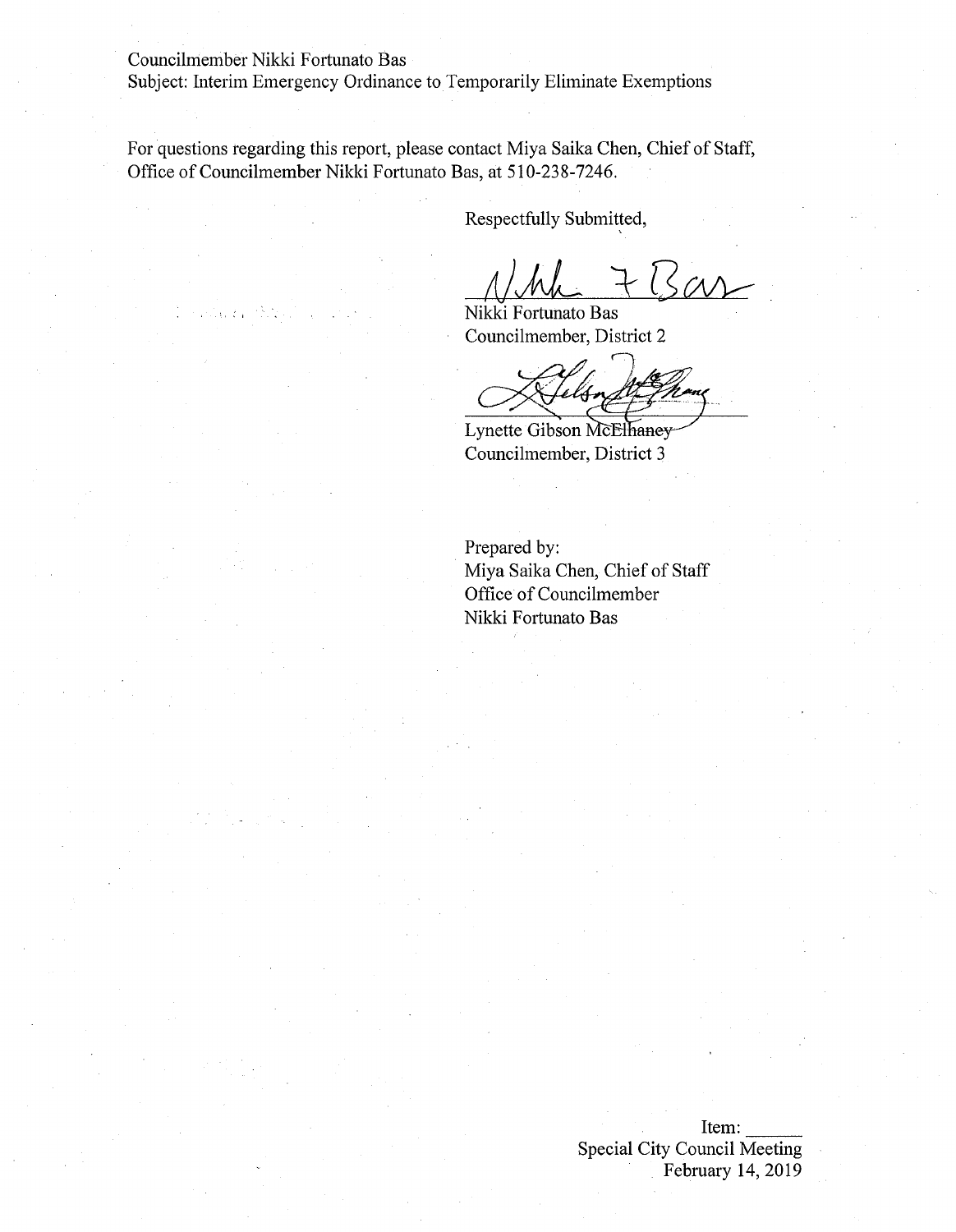For questions regarding this report, please contact Miya Saika Chen, Chief of Staff, Office of Councilmember Nikki Fortunato Bas, at 510-238-7246.

Respectfully Submitted,

Nikki Fortunato Bas
Councilmember, District 2

Lynette Gibson McElhaney
Councilmember, District 3

Prepared by:
Miya Saika Chen, Chief of Staff
Office of Councilmember
Nikki Fortunato Bas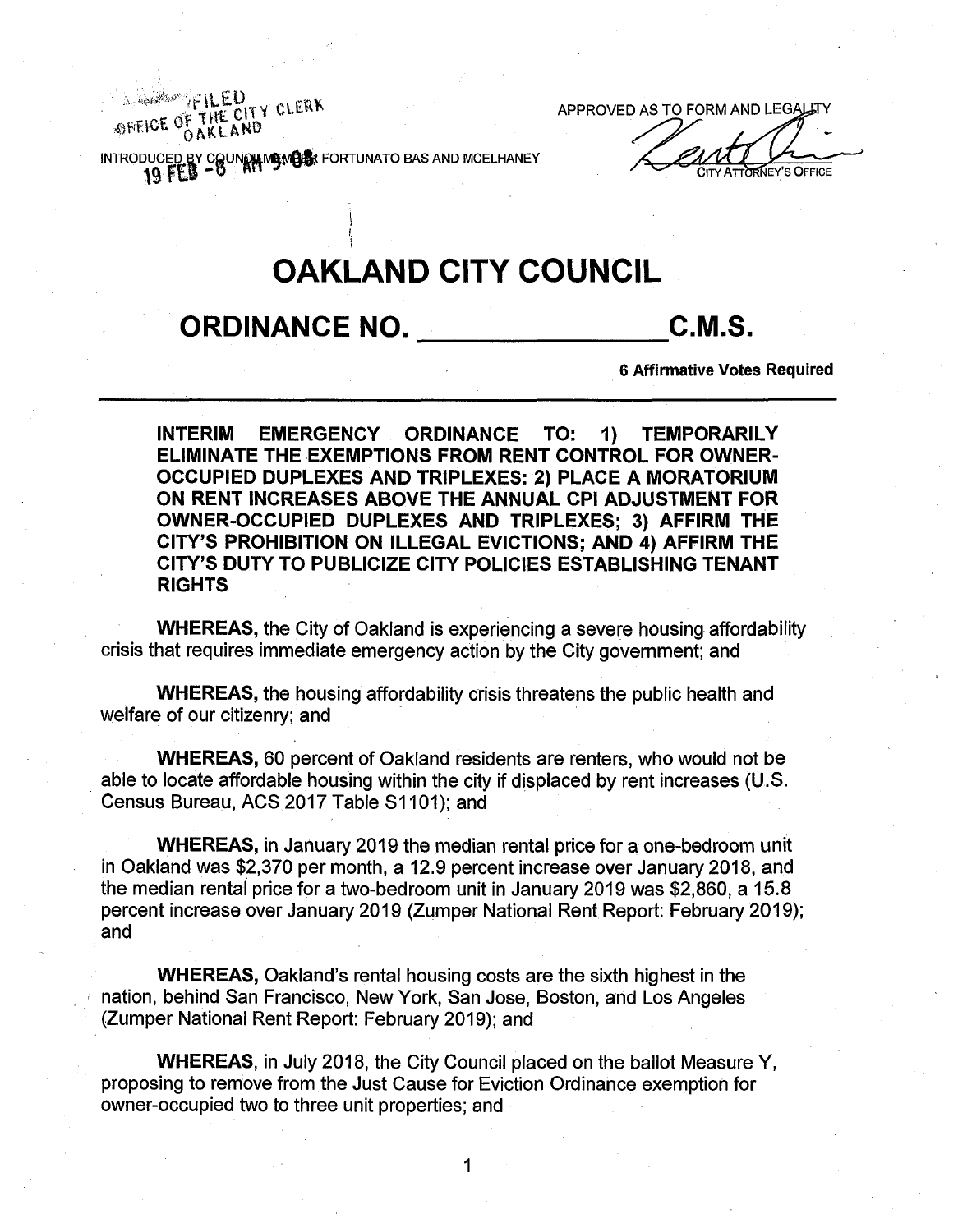FILED
OFFICE OF THE CITY CLERK
OAKLAND

19 FEB -8 AM 9:08

INTRODUCED BY COUNCILMEMBER FORTUNATO BAS AND MCELHANEY

APPROVED AS TO FORM AND LEGALITY

CITY ATTORNEY'S OFFICE

# OAKLAND CITY COUNCIL

## ORDINANCE NO. _______________ C.M.S.

**6 Affirmative Votes Required**

**INTERIM EMERGENCY ORDINANCE TO: 1) TEMPORARILY ELIMINATE THE EXEMPTIONS FROM RENT CONTROL FOR OWNER-OCCUPIED DUPLEXES AND TRIPLEXES: 2) PLACE A MORATORIUM ON RENT INCREASES ABOVE THE ANNUAL CPI ADJUSTMENT FOR OWNER-OCCUPIED DUPLEXES AND TRIPLEXES; 3) AFFIRM THE CITY'S PROHIBITION ON ILLEGAL EVICTIONS; AND 4) AFFIRM THE CITY'S DUTY TO PUBLICIZE CITY POLICIES ESTABLISHING TENANT RIGHTS**

**WHEREAS,** the City of Oakland is experiencing a severe housing affordability crisis that requires immediate emergency action by the City government; and

**WHEREAS,** the housing affordability crisis threatens the public health and welfare of our citizenry; and

**WHEREAS,** 60 percent of Oakland residents are renters, who would not be able to locate affordable housing within the city if displaced by rent increases (U.S. Census Bureau, ACS 2017 Table S1101); and

**WHEREAS,** in January 2019 the median rental price for a one-bedroom unit in Oakland was $2,370 per month, a 12.9 percent increase over January 2018, and the median rental price for a two-bedroom unit in January 2019 was $2,860, a 15.8 percent increase over January 2019 (Zumper National Rent Report: February 2019); and

**WHEREAS,** Oakland's rental housing costs are the sixth highest in the nation, behind San Francisco, New York, San Jose, Boston, and Los Angeles (Zumper National Rent Report: February 2019); and

**WHEREAS,** in July 2018, the City Council placed on the ballot Measure Y, proposing to remove from the Just Cause for Eviction Ordinance exemption for owner-occupied two to three unit properties; and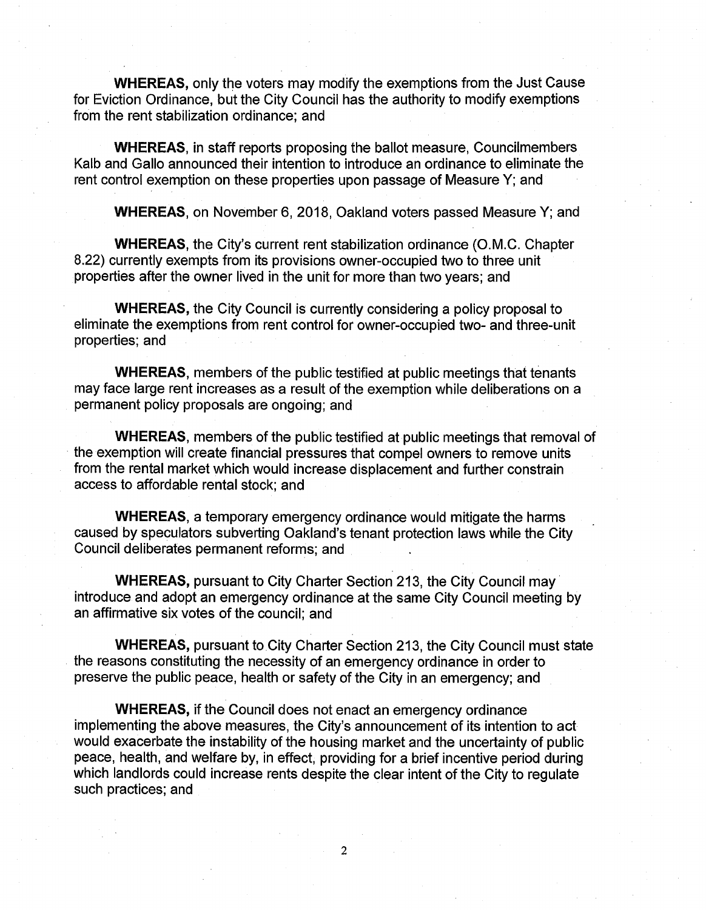**WHEREAS,** only the voters may modify the exemptions from the Just Cause for Eviction Ordinance, but the City Council has the authority to modify exemptions from the rent stabilization ordinance; and

**WHEREAS**, in staff reports proposing the ballot measure, Councilmembers Kalb and Gallo announced their intention to introduce an ordinance to eliminate the rent control exemption on these properties upon passage of Measure Y; and

**WHEREAS**, on November 6, 2018, Oakland voters passed Measure Y; and

**WHEREAS**, the City's current rent stabilization ordinance (O.M.C. Chapter 8.22) currently exempts from its provisions owner-occupied two to three unit properties after the owner lived in the unit for more than two years; and

**WHEREAS,** the City Council is currently considering a policy proposal to eliminate the exemptions from rent control for owner-occupied two- and three-unit properties; and

**WHEREAS**, members of the public testified at public meetings that tenants may face large rent increases as a result of the exemption while deliberations on a permanent policy proposals are ongoing; and

**WHEREAS**, members of the public testified at public meetings that removal of the exemption will create financial pressures that compel owners to remove units from the rental market which would increase displacement and further constrain access to affordable rental stock; and

**WHEREAS**, a temporary emergency ordinance would mitigate the harms caused by speculators subverting Oakland's tenant protection laws while the City Council deliberates permanent reforms; and

**WHEREAS,** pursuant to City Charter Section 213, the City Council may introduce and adopt an emergency ordinance at the same City Council meeting by an affirmative six votes of the council; and

**WHEREAS,** pursuant to City Charter Section 213, the City Council must state the reasons constituting the necessity of an emergency ordinance in order to preserve the public peace, health or safety of the City in an emergency; and

**WHEREAS,** if the Council does not enact an emergency ordinance implementing the above measures, the City's announcement of its intention to act would exacerbate the instability of the housing market and the uncertainty of public peace, health, and welfare by, in effect, providing for a brief incentive period during which landlords could increase rents despite the clear intent of the City to regulate such practices; and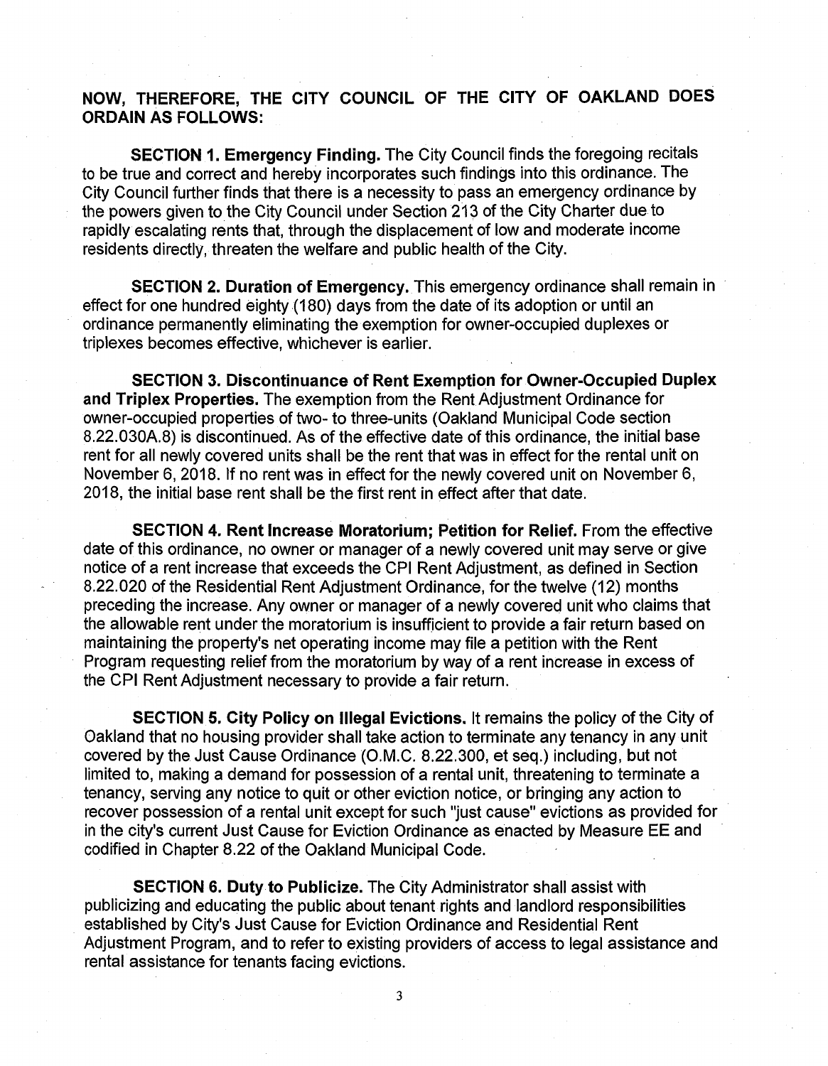**NOW, THEREFORE, THE CITY COUNCIL OF THE CITY OF OAKLAND DOES ORDAIN AS FOLLOWS:**

**SECTION 1. Emergency Finding.** The City Council finds the foregoing recitals to be true and correct and hereby incorporates such findings into this ordinance. The City Council further finds that there is a necessity to pass an emergency ordinance by the powers given to the City Council under Section 213 of the City Charter due to rapidly escalating rents that, through the displacement of low and moderate income residents directly, threaten the welfare and public health of the City.

**SECTION 2. Duration of Emergency.** This emergency ordinance shall remain in effect for one hundred eighty (180) days from the date of its adoption or until an ordinance permanently eliminating the exemption for owner-occupied duplexes or triplexes becomes effective, whichever is earlier.

**SECTION 3. Discontinuance of Rent Exemption for Owner-Occupied Duplex and Triplex Properties.** The exemption from the Rent Adjustment Ordinance for owner-occupied properties of two- to three-units (Oakland Municipal Code section 8.22.030A.8) is discontinued. As of the effective date of this ordinance, the initial base rent for all newly covered units shall be the rent that was in effect for the rental unit on November 6, 2018. If no rent was in effect for the newly covered unit on November 6, 2018, the initial base rent shall be the first rent in effect after that date.

**SECTION 4. Rent Increase Moratorium; Petition for Relief.** From the effective date of this ordinance, no owner or manager of a newly covered unit may serve or give notice of a rent increase that exceeds the CPI Rent Adjustment, as defined in Section 8.22.020 of the Residential Rent Adjustment Ordinance, for the twelve (12) months preceding the increase. Any owner or manager of a newly covered unit who claims that the allowable rent under the moratorium is insufficient to provide a fair return based on maintaining the property's net operating income may file a petition with the Rent Program requesting relief from the moratorium by way of a rent increase in excess of the CPI Rent Adjustment necessary to provide a fair return.

**SECTION 5. City Policy on Illegal Evictions.** It remains the policy of the City of Oakland that no housing provider shall take action to terminate any tenancy in any unit covered by the Just Cause Ordinance (O.M.C. 8.22.300, et seq.) including, but not limited to, making a demand for possession of a rental unit, threatening to terminate a tenancy, serving any notice to quit or other eviction notice, or bringing any action to recover possession of a rental unit except for such "just cause" evictions as provided for in the city's current Just Cause for Eviction Ordinance as enacted by Measure EE and codified in Chapter 8.22 of the Oakland Municipal Code.

**SECTION 6. Duty to Publicize.** The City Administrator shall assist with publicizing and educating the public about tenant rights and landlord responsibilities established by City's Just Cause for Eviction Ordinance and Residential Rent Adjustment Program, and to refer to existing providers of access to legal assistance and rental assistance for tenants facing evictions.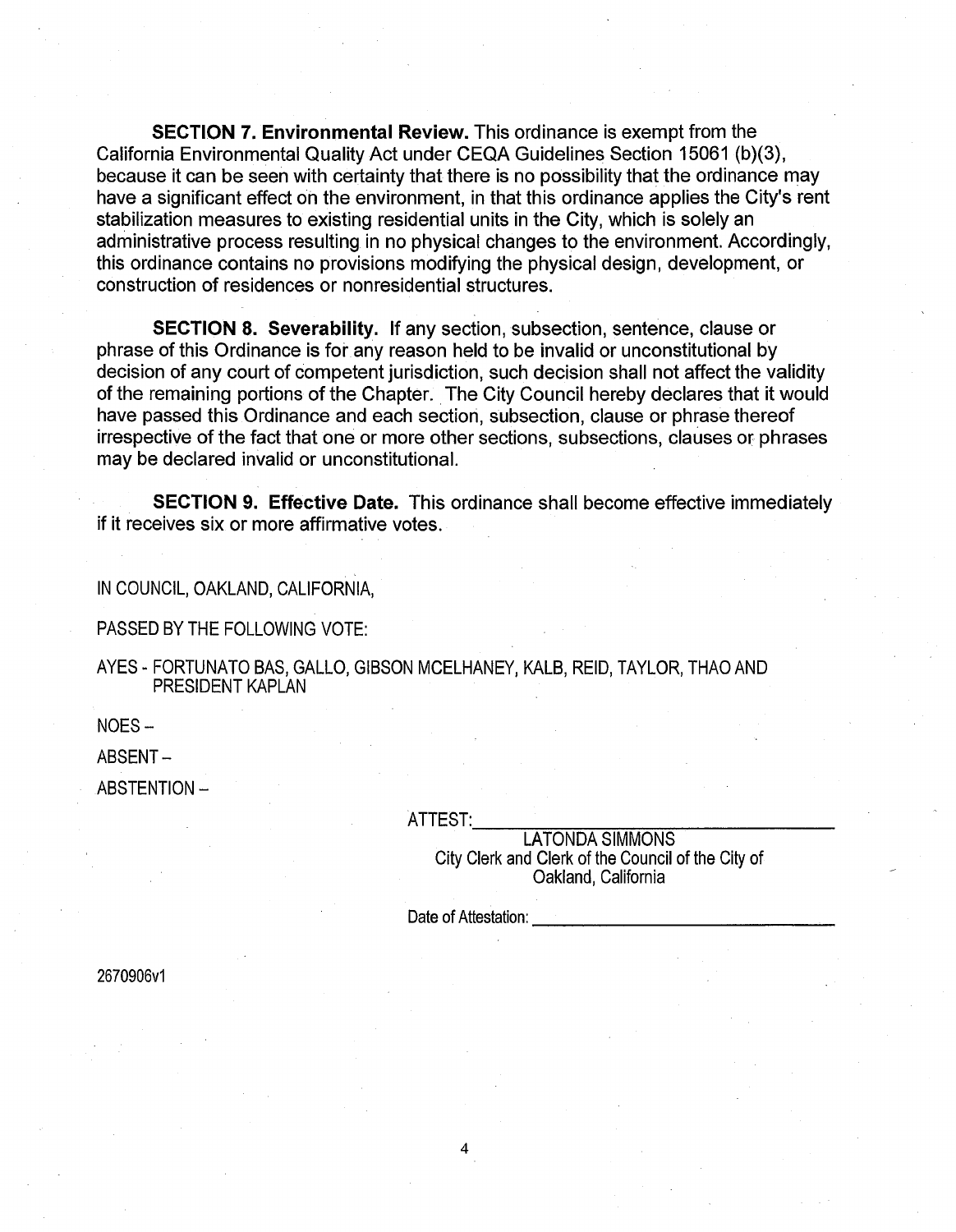**SECTION 7. Environmental Review.** This ordinance is exempt from the California Environmental Quality Act under CEQA Guidelines Section 15061 (b)(3), because it can be seen with certainty that there is no possibility that the ordinance may have a significant effect on the environment, in that this ordinance applies the City's rent stabilization measures to existing residential units in the City, which is solely an administrative process resulting in no physical changes to the environment. Accordingly, this ordinance contains no provisions modifying the physical design, development, or construction of residences or nonresidential structures.

**SECTION 8. Severability.** If any section, subsection, sentence, clause or phrase of this Ordinance is for any reason held to be invalid or unconstitutional by decision of any court of competent jurisdiction, such decision shall not affect the validity of the remaining portions of the Chapter. The City Council hereby declares that it would have passed this Ordinance and each section, subsection, clause or phrase thereof irrespective of the fact that one or more other sections, subsections, clauses or phrases may be declared invalid or unconstitutional.

**SECTION 9. Effective Date.** This ordinance shall become effective immediately if it receives six or more affirmative votes.

IN COUNCIL, OAKLAND, CALIFORNIA,

PASSED BY THE FOLLOWING VOTE:

AYES - FORTUNATO BAS, GALLO, GIBSON MCELHANEY, KALB, REID, TAYLOR, THAO AND PRESIDENT KAPLAN

NOES –

ABSENT –

ABSTENTION –

ATTEST: ______________________________

LATONDA SIMMONS
City Clerk and Clerk of the Council of the City of Oakland, California

Date of Attestation: ______________________________

2670906v1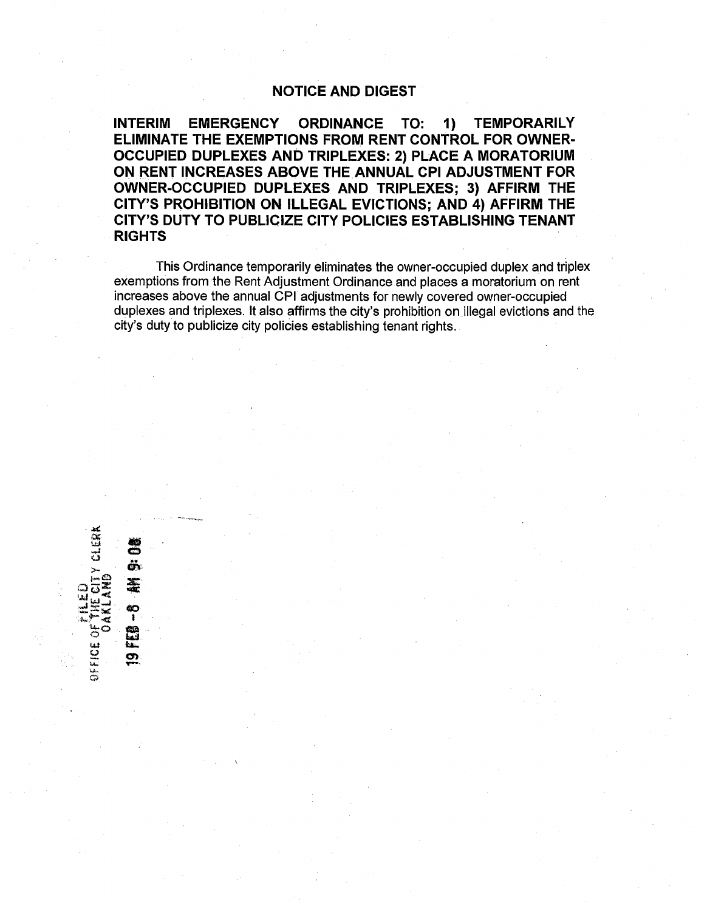## NOTICE AND DIGEST

**INTERIM EMERGENCY ORDINANCE TO: 1) TEMPORARILY ELIMINATE THE EXEMPTIONS FROM RENT CONTROL FOR OWNER-OCCUPIED DUPLEXES AND TRIPLEXES: 2) PLACE A MORATORIUM ON RENT INCREASES ABOVE THE ANNUAL CPI ADJUSTMENT FOR OWNER-OCCUPIED DUPLEXES AND TRIPLEXES; 3) AFFIRM THE CITY'S PROHIBITION ON ILLEGAL EVICTIONS; AND 4) AFFIRM THE CITY'S DUTY TO PUBLICIZE CITY POLICIES ESTABLISHING TENANT RIGHTS**

This Ordinance temporarily eliminates the owner-occupied duplex and triplex exemptions from the Rent Adjustment Ordinance and places a moratorium on rent increases above the annual CPI adjustments for newly covered owner-occupied duplexes and triplexes. It also affirms the city's prohibition on illegal evictions and the city's duty to publicize city policies establishing tenant rights.

FILED
OFFICE OF THE CITY CLERK
OAKLAND

19 FEB -8 AM 9:08